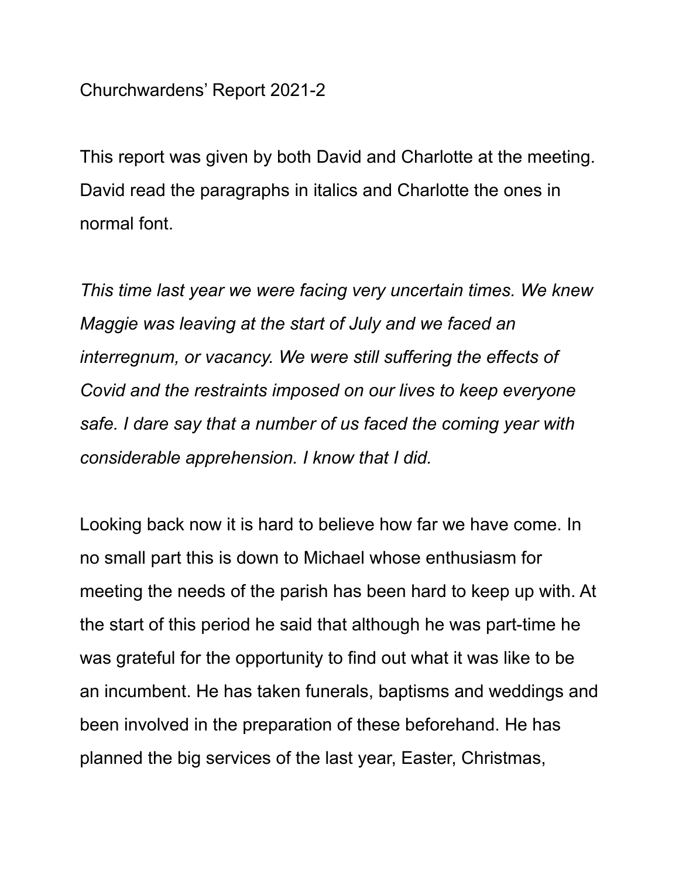Churchwardens' Report 2021-2

This report was given by both David and Charlotte at the meeting. David read the paragraphs in italics and Charlotte the ones in normal font.

*This time last year we were facing very uncertain times. We knew Maggie was leaving at the start of July and we faced an interregnum, or vacancy. We were still suffering the effects of Covid and the restraints imposed on our lives to keep everyone safe. I dare say that a number of us faced the coming year with considerable apprehension. I know that I did.*

Looking back now it is hard to believe how far we have come. In no small part this is down to Michael whose enthusiasm for meeting the needs of the parish has been hard to keep up with. At the start of this period he said that although he was part-time he was grateful for the opportunity to find out what it was like to be an incumbent. He has taken funerals, baptisms and weddings and been involved in the preparation of these beforehand. He has planned the big services of the last year, Easter, Christmas,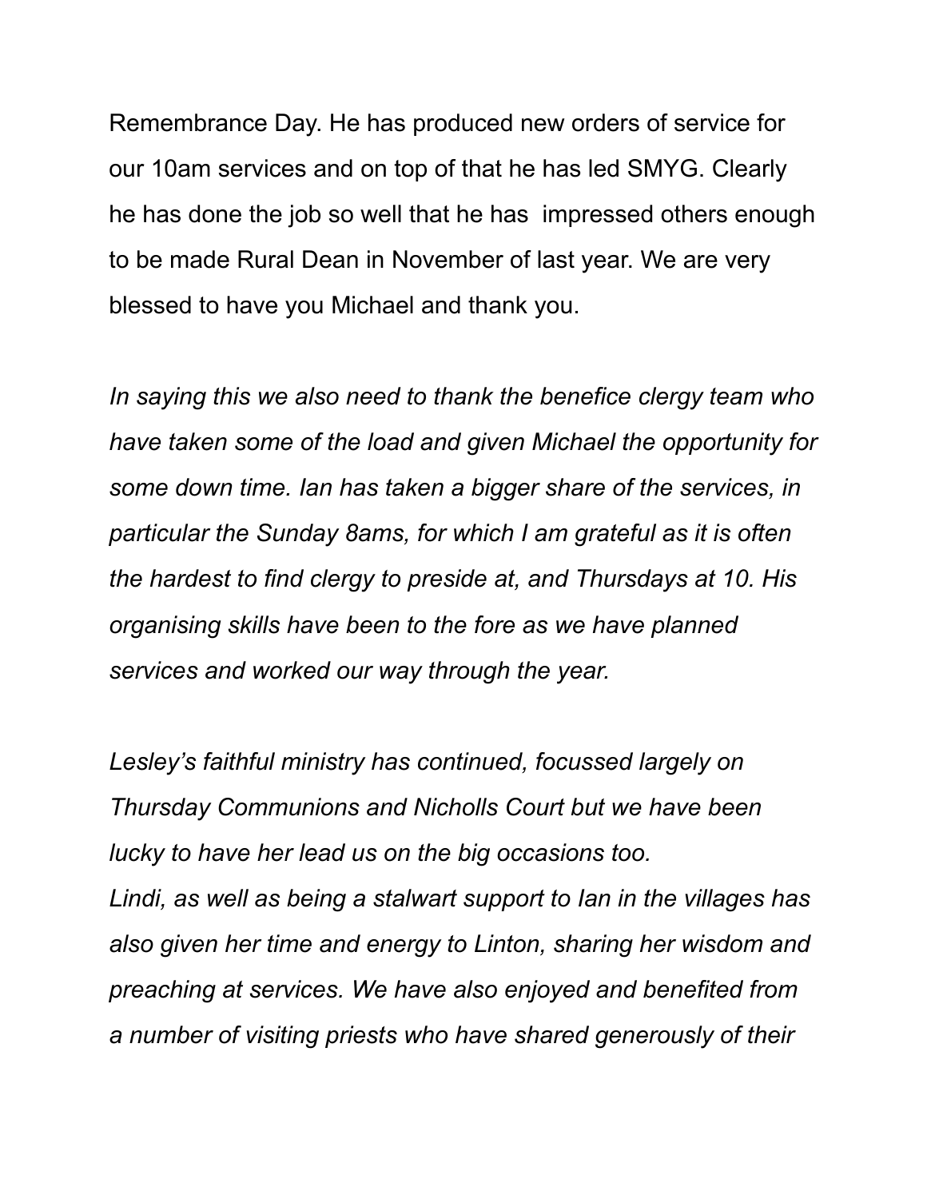Remembrance Day. He has produced new orders of service for our 10am services and on top of that he has led SMYG. Clearly he has done the job so well that he has impressed others enough to be made Rural Dean in November of last year. We are very blessed to have you Michael and thank you.

*In saying this we also need to thank the benefice clergy team who have taken some of the load and given Michael the opportunity for some down time. Ian has taken a bigger share of the services, in particular the Sunday 8ams, for which I am grateful as it is often the hardest to find clergy to preside at, and Thursdays at 10. His organising skills have been to the fore as we have planned services and worked our way through the year.*

*Lesley's faithful ministry has continued, focussed largely on Thursday Communions and Nicholls Court but we have been lucky to have her lead us on the big occasions too.*
*Lindi, as well as being a stalwart support to Ian in the villages has also given her time and energy to Linton, sharing her wisdom and preaching at services. We have also enjoyed and benefited from a number of visiting priests who have shared generously of their*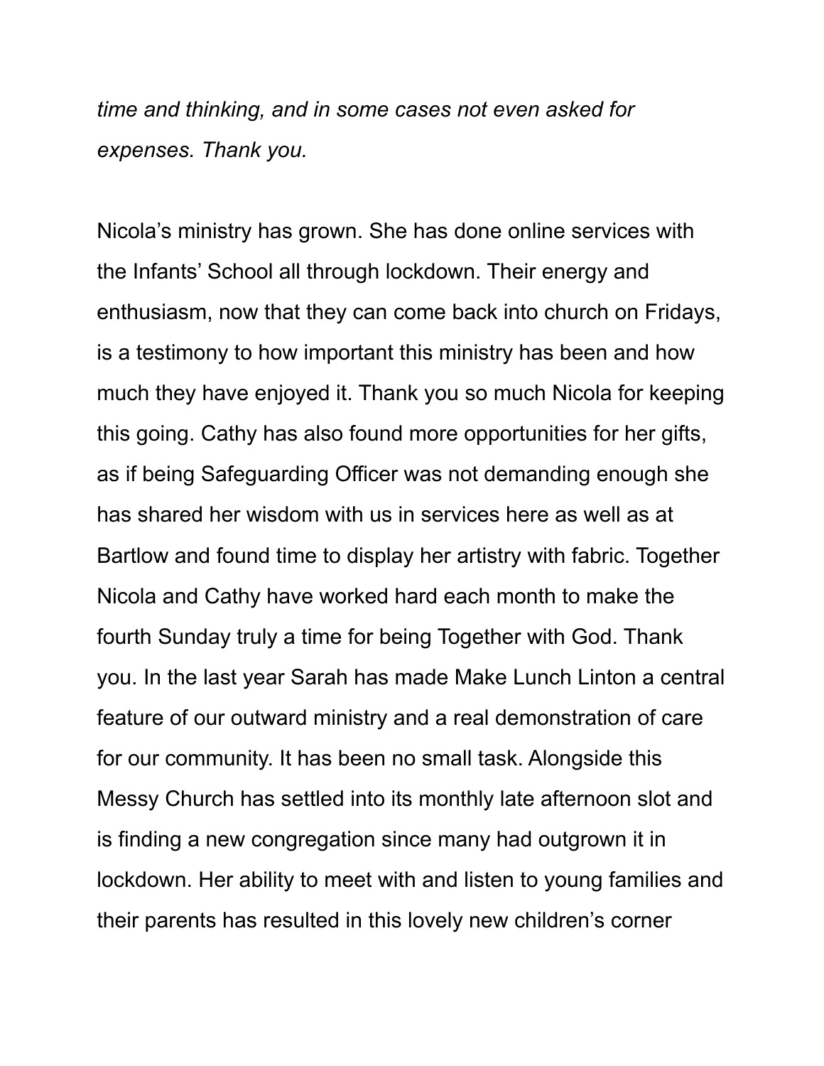*time and thinking, and in some cases not even asked for expenses. Thank you.*

Nicola's ministry has grown. She has done online services with the Infants' School all through lockdown. Their energy and enthusiasm, now that they can come back into church on Fridays, is a testimony to how important this ministry has been and how much they have enjoyed it. Thank you so much Nicola for keeping this going. Cathy has also found more opportunities for her gifts, as if being Safeguarding Officer was not demanding enough she has shared her wisdom with us in services here as well as at Bartlow and found time to display her artistry with fabric. Together Nicola and Cathy have worked hard each month to make the fourth Sunday truly a time for being Together with God. Thank you. In the last year Sarah has made Make Lunch Linton a central feature of our outward ministry and a real demonstration of care for our community. It has been no small task. Alongside this Messy Church has settled into its monthly late afternoon slot and is finding a new congregation since many had outgrown it in lockdown. Her ability to meet with and listen to young families and their parents has resulted in this lovely new children's corner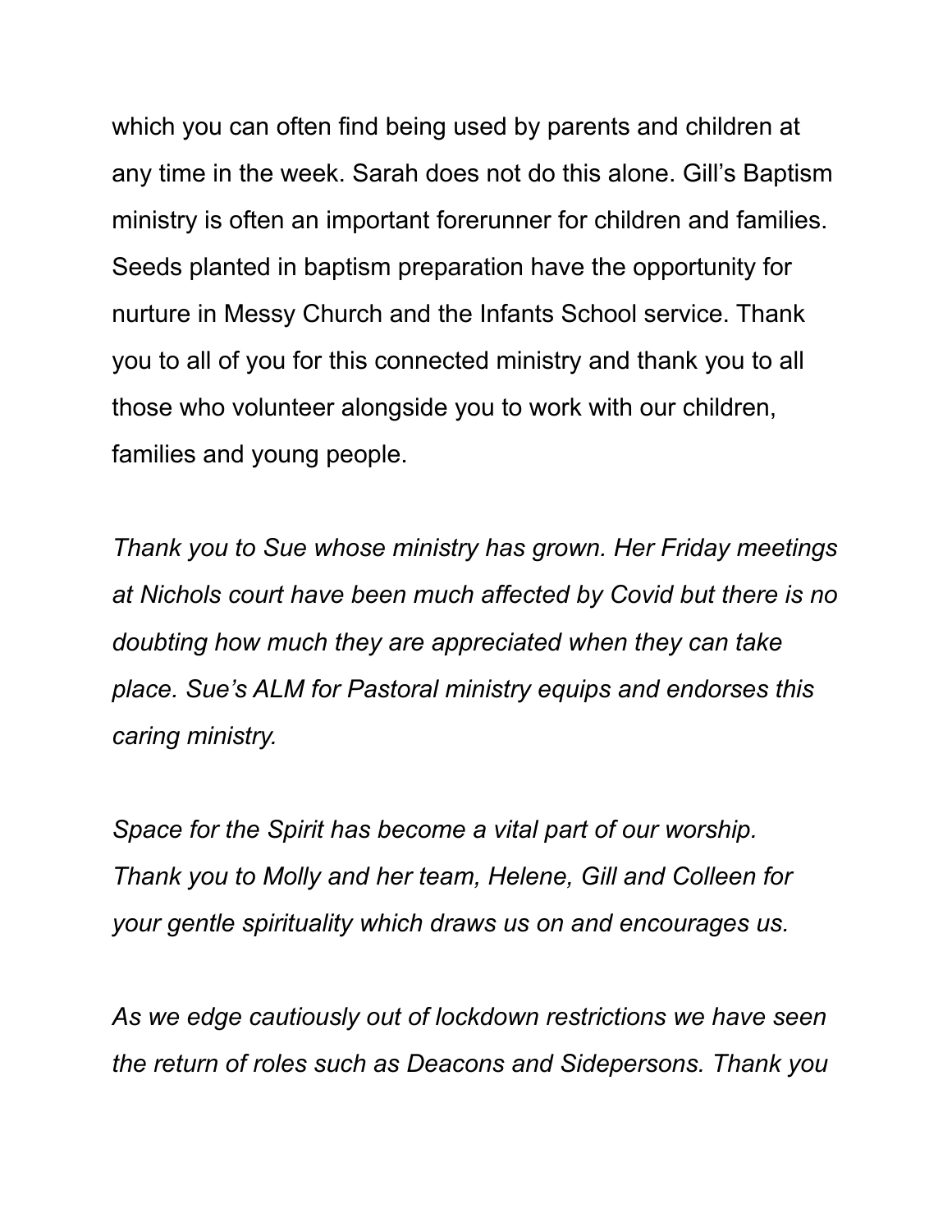which you can often find being used by parents and children at any time in the week. Sarah does not do this alone. Gill's Baptism ministry is often an important forerunner for children and families. Seeds planted in baptism preparation have the opportunity for nurture in Messy Church and the Infants School service. Thank you to all of you for this connected ministry and thank you to all those who volunteer alongside you to work with our children, families and young people.

*Thank you to Sue whose ministry has grown. Her Friday meetings at Nichols court have been much affected by Covid but there is no doubting how much they are appreciated when they can take place. Sue's ALM for Pastoral ministry equips and endorses this caring ministry.*

*Space for the Spirit has become a vital part of our worship. Thank you to Molly and her team, Helene, Gill and Colleen for your gentle spirituality which draws us on and encourages us.*

*As we edge cautiously out of lockdown restrictions we have seen the return of roles such as Deacons and Sidepersons. Thank you*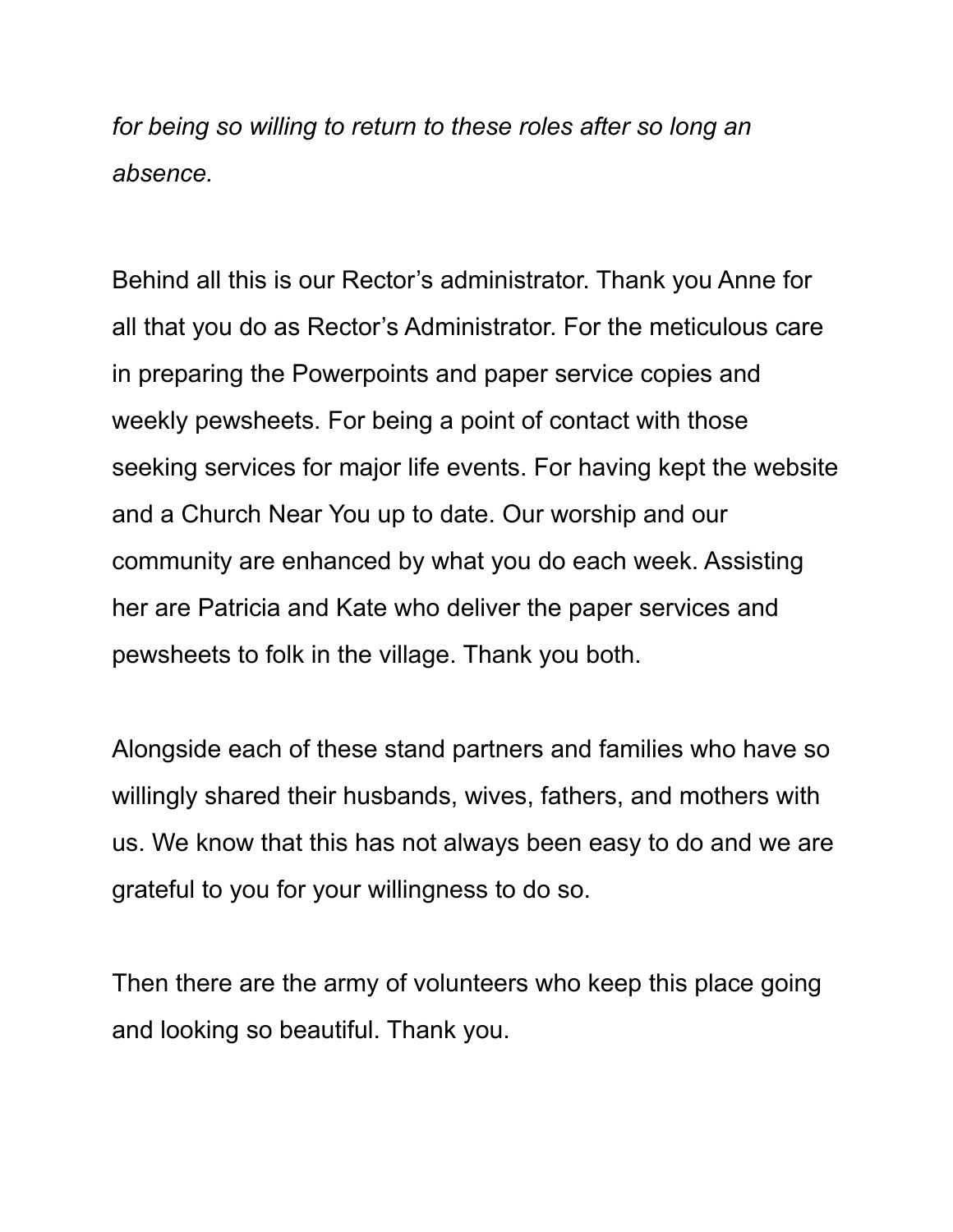*for being so willing to return to these roles after so long an absence.*

Behind all this is our Rector’s administrator. Thank you Anne for all that you do as Rector’s Administrator. For the meticulous care in preparing the Powerpoints and paper service copies and weekly pewsheets. For being a point of contact with those seeking services for major life events. For having kept the website and a Church Near You up to date. Our worship and our community are enhanced by what you do each week. Assisting her are Patricia and Kate who deliver the paper services and pewsheets to folk in the village. Thank you both.

Alongside each of these stand partners and families who have so willingly shared their husbands, wives, fathers, and mothers with us. We know that this has not always been easy to do and we are grateful to you for your willingness to do so.

Then there are the army of volunteers who keep this place going and looking so beautiful. Thank you.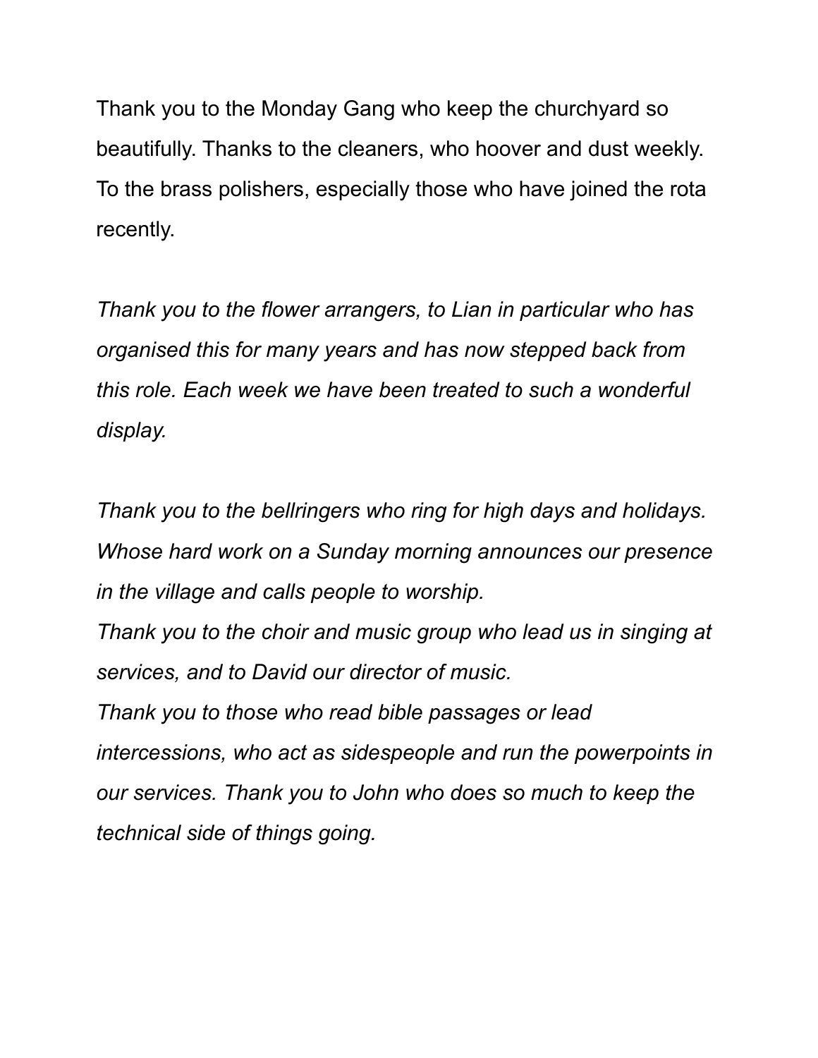Thank you to the Monday Gang who keep the churchyard so beautifully. Thanks to the cleaners, who hoover and dust weekly. To the brass polishers, especially those who have joined the rota recently.

*Thank you to the flower arrangers, to Lian in particular who has organised this for many years and has now stepped back from this role. Each week we have been treated to such a wonderful display.*

*Thank you to the bellringers who ring for high days and holidays. Whose hard work on a Sunday morning announces our presence in the village and calls people to worship.*
*Thank you to the choir and music group who lead us in singing at services, and to David our director of music.*
*Thank you to those who read bible passages or lead intercessions, who act as sidespeople and run the powerpoints in our services. Thank you to John who does so much to keep the technical side of things going.*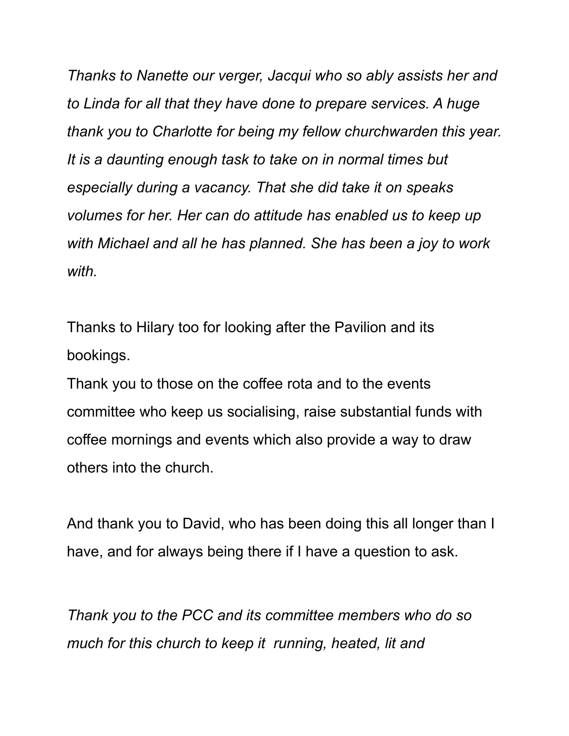*Thanks to Nanette our verger, Jacqui who so ably assists her and to Linda for all that they have done to prepare services. A huge thank you to Charlotte for being my fellow churchwarden this year. It is a daunting enough task to take on in normal times but especially during a vacancy. That she did take it on speaks volumes for her. Her can do attitude has enabled us to keep up with Michael and all he has planned. She has been a joy to work with.*

Thanks to Hilary too for looking after the Pavilion and its bookings.
Thank you to those on the coffee rota and to the events committee who keep us socialising, raise substantial funds with coffee mornings and events which also provide a way to draw others into the church.

And thank you to David, who has been doing this all longer than I have, and for always being there if I have a question to ask.

*Thank you to the PCC and its committee members who do so much for this church to keep it  running, heated, lit and*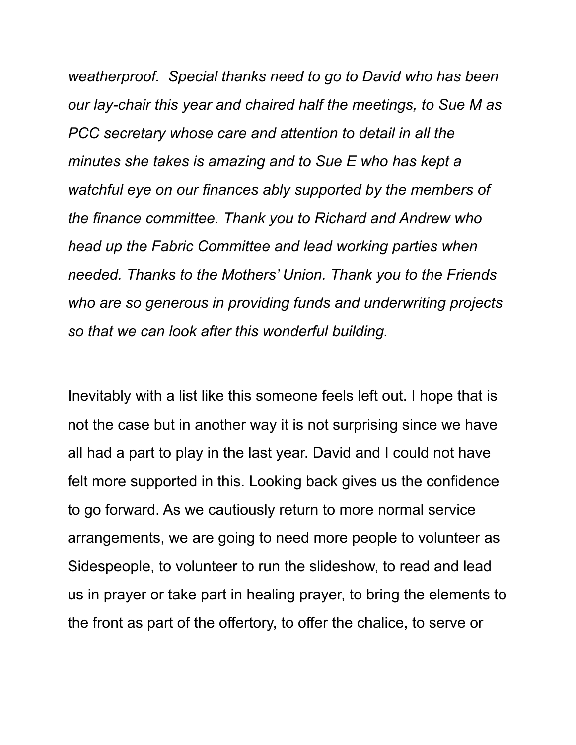*weatherproof. Special thanks need to go to David who has been our lay-chair this year and chaired half the meetings, to Sue M as PCC secretary whose care and attention to detail in all the minutes she takes is amazing and to Sue E who has kept a watchful eye on our finances ably supported by the members of the finance committee. Thank you to Richard and Andrew who head up the Fabric Committee and lead working parties when needed. Thanks to the Mothers' Union. Thank you to the Friends who are so generous in providing funds and underwriting projects so that we can look after this wonderful building.*

Inevitably with a list like this someone feels left out. I hope that is not the case but in another way it is not surprising since we have all had a part to play in the last year. David and I could not have felt more supported in this. Looking back gives us the confidence to go forward. As we cautiously return to more normal service arrangements, we are going to need more people to volunteer as Sidespeople, to volunteer to run the slideshow, to read and lead us in prayer or take part in healing prayer, to bring the elements to the front as part of the offertory, to offer the chalice, to serve or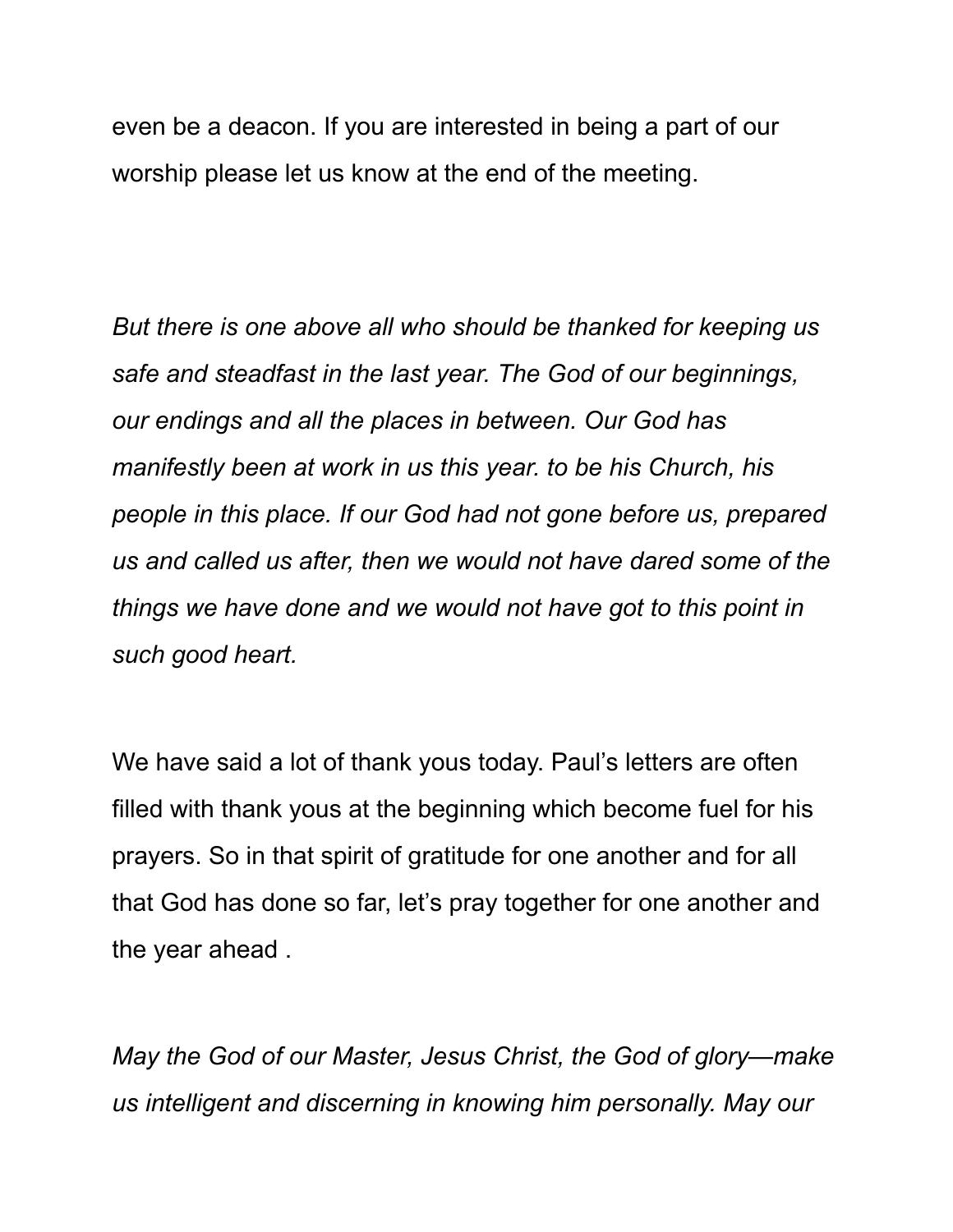even be a deacon. If you are interested in being a part of our worship please let us know at the end of the meeting.

*But there is one above all who should be thanked for keeping us safe and steadfast in the last year. The God of our beginnings, our endings and all the places in between. Our God has manifestly been at work in us this year. to be his Church, his people in this place. If our God had not gone before us, prepared us and called us after, then we would not have dared some of the things we have done and we would not have got to this point in such good heart.*

We have said a lot of thank yous today. Paul's letters are often filled with thank yous at the beginning which become fuel for his prayers. So in that spirit of gratitude for one another and for all that God has done so far, let's pray together for one another and the year ahead .

*May the God of our Master, Jesus Christ, the God of glory—make us intelligent and discerning in knowing him personally. May our*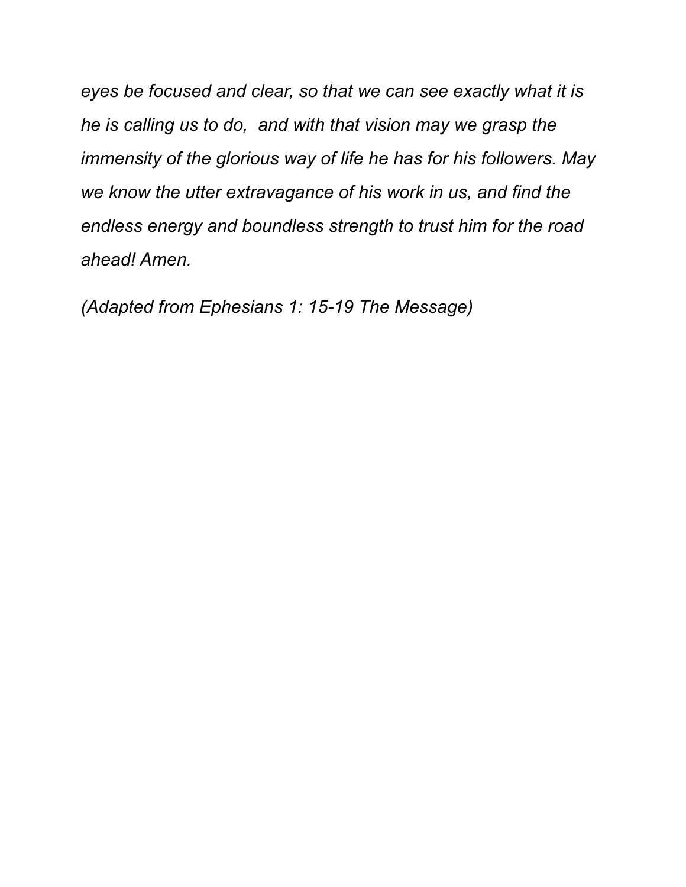*eyes be focused and clear, so that we can see exactly what it is he is calling us to do, and with that vision may we grasp the immensity of the glorious way of life he has for his followers. May we know the utter extravagance of his work in us, and find the endless energy and boundless strength to trust him for the road ahead! Amen.*

*(Adapted from Ephesians 1: 15-19 The Message)*